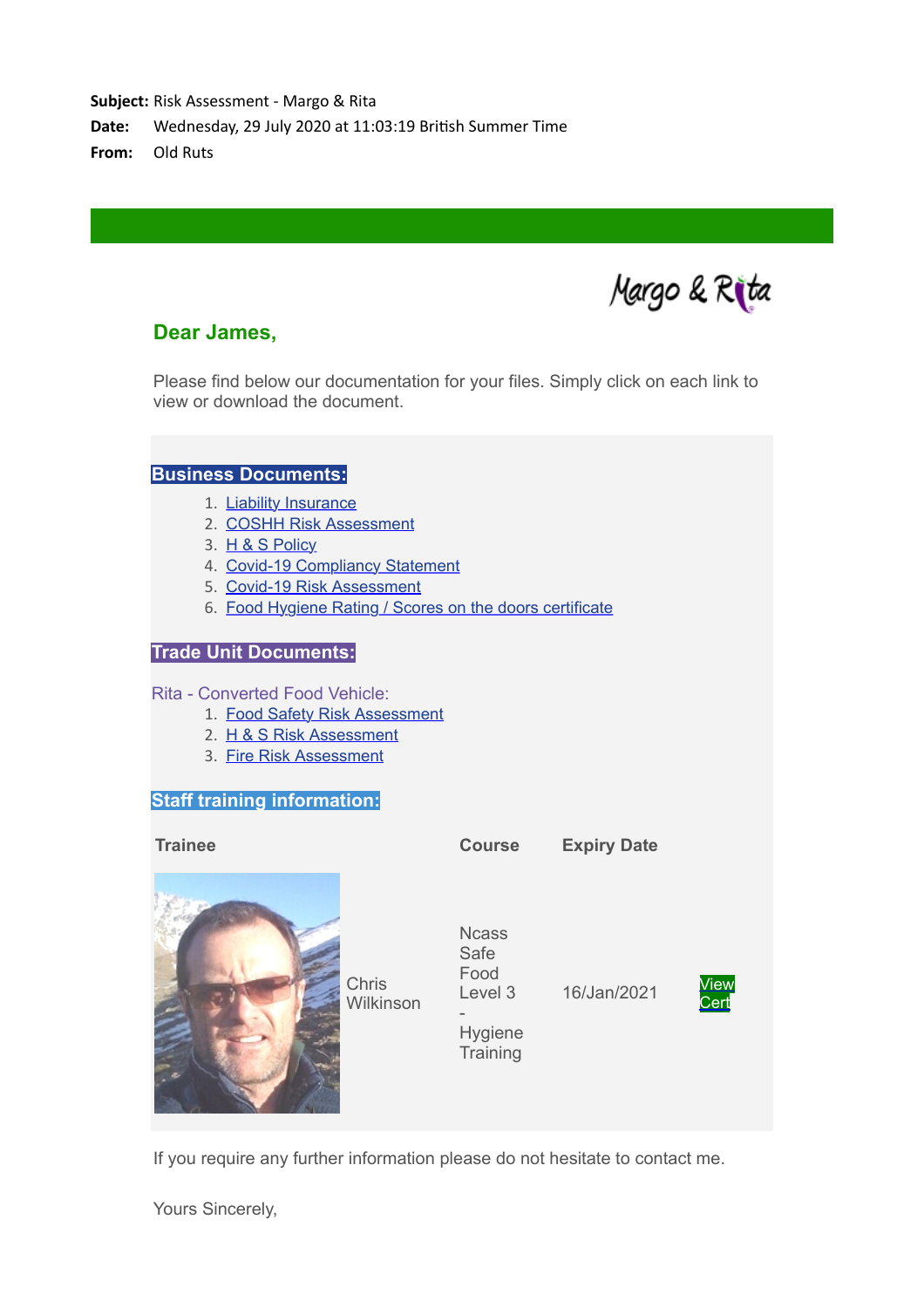**Subject:** Risk Assessment - Margo & Rita
**Date:** Wednesday, 29 July 2020 at 11:03:19 British Summer Time
**From:** Old Ruts

Margo & Rita

## Dear James,

Please find below our documentation for your files. Simply click on each link to view or download the document.

### Business Documents:

1. Liability Insurance
2. COSHH Risk Assessment
3. H & S Policy
4. Covid-19 Compliancy Statement
5. Covid-19 Risk Assessment
6. Food Hygiene Rating / Scores on the doors certificate

### Trade Unit Documents:

Rita - Converted Food Vehicle:

1. Food Safety Risk Assessment
2. H & S Risk Assessment
3. Fire Risk Assessment

### Staff training information:

| Trainee | | Course | Expiry Date | |
|---|---|---|---|---|
| | Chris Wilkinson | Ncass Safe Food Level 3 - Hygiene Training | 16/Jan/2021 | View Cert |

If you require any further information please do not hesitate to contact me.

Yours Sincerely,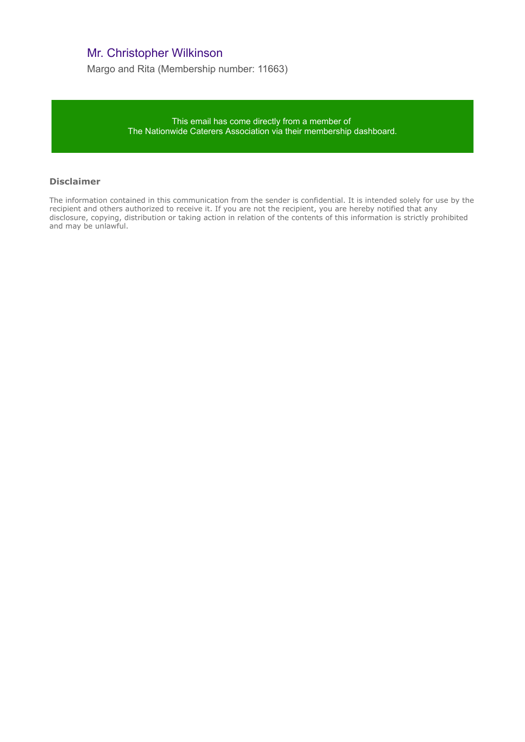## Mr. Christopher Wilkinson

Margo and Rita (Membership number: 11663)

This email has come directly from a member of
The Nationwide Caterers Association via their membership dashboard.

**Disclaimer**

The information contained in this communication from the sender is confidential. It is intended solely for use by the recipient and others authorized to receive it. If you are not the recipient, you are hereby notified that any disclosure, copying, distribution or taking action in relation of the contents of this information is strictly prohibited and may be unlawful.